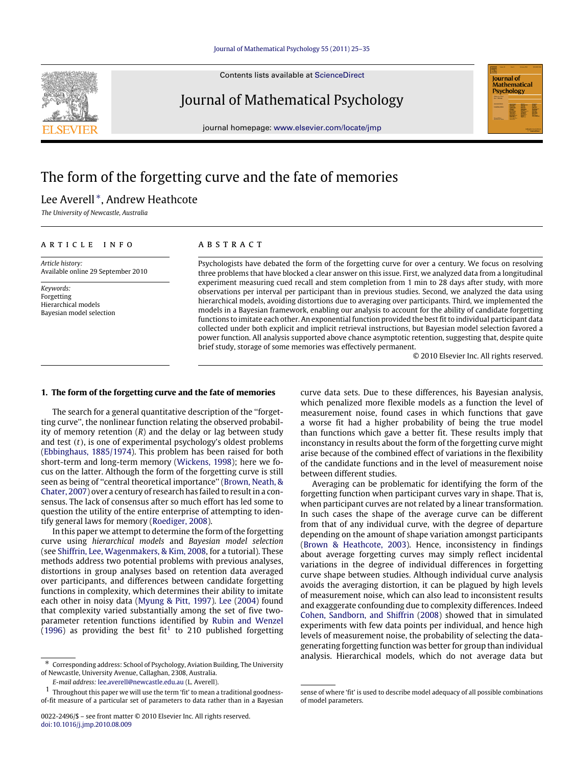# The form of the forgetting curve and the fate of memories

Lee Averell *, Andrew Heathcote

*The University of Newcastle, Australia*

**ARTICLE INFO**

*Article history:*
Available online 29 September 2010

*Keywords:*
Forgetting
Hierarchical models
Bayesian model selection

**ABSTRACT**

Psychologists have debated the form of the forgetting curve for over a century. We focus on resolving three problems that have blocked a clear answer on this issue. First, we analyzed data from a longitudinal experiment measuring cued recall and stem completion from 1 min to 28 days after study, with more observations per interval per participant than in previous studies. Second, we analyzed the data using hierarchical models, avoiding distortions due to averaging over participants. Third, we implemented the models in a Bayesian framework, enabling our analysis to account for the ability of candidate forgetting functions to imitate each other. An exponential function provided the best fit to individual participant data collected under both explicit and implicit retrieval instructions, but Bayesian model selection favored a power function. All analysis supported above chance asymptotic retention, suggesting that, despite quite brief study, storage of some memories was effectively permanent.

© 2010 Elsevier Inc. All rights reserved.

## 1. The form of the forgetting curve and the fate of memories

The search for a general quantitative description of the "forgetting curve", the nonlinear function relating the observed probability of memory retention ($R$) and the delay or lag between study and test ($t$), is one of experimental psychology's oldest problems (Ebbinghaus, 1885/1974). This problem has been raised for both short-term and long-term memory (Wickens, 1998); here we focus on the latter. Although the form of the forgetting curve is still seen as being of "central theoretical importance" (Brown, Neath, & Chater, 2007) over a century of research has failed to result in a consensus. The lack of consensus after so much effort has led some to question the utility of the entire enterprise of attempting to identify general laws for memory (Roediger, 2008).

In this paper we attempt to determine the form of the forgetting curve using *hierarchical models* and *Bayesian model selection* (see Shiffrin, Lee, Wagenmakers, & Kim, 2008, for a tutorial). These methods address two potential problems with previous analyses, distortions in group analyses based on retention data averaged over participants, and differences between candidate forgetting functions in complexity, which determines their ability to imitate each other in noisy data (Myung & Pitt, 1997). Lee (2004) found that complexity varied substantially among the set of five two-parameter retention functions identified by Rubin and Wenzel (1996) as providing the best fit[1] to 210 published forgetting curve data sets. Due to these differences, his Bayesian analysis, which penalized more flexible models as a function the level of measurement noise, found cases in which functions that gave a worse fit had a higher probability of being the true model than functions which gave a better fit. These results imply that inconstancy in results about the form of the forgetting curve might arise because of the combined effect of variations in the flexibility of the candidate functions and in the level of measurement noise between different studies.

Averaging can be problematic for identifying the form of the forgetting function when participant curves vary in shape. That is, when participant curves are not related by a linear transformation. In such cases the shape of the average curve can be different from that of any individual curve, with the degree of departure depending on the amount of shape variation amongst participants (Brown & Heathcote, 2003). Hence, inconsistency in findings about average forgetting curves may simply reflect incidental variations in the degree of individual differences in forgetting curve shape between studies. Although individual curve analysis avoids the averaging distortion, it can be plagued by high levels of measurement noise, which can also lead to inconsistent results and exaggerate confounding due to complexity differences. Indeed Cohen, Sandborn, and Shiffrin (2008) showed that in simulated experiments with few data points per individual, and hence high levels of measurement noise, the probability of selecting the data-generating forgetting function was better for group than individual analysis. Hierarchical models, which do not average data but

\* Corresponding address: School of Psychology, Aviation Building, The University of Newcastle, University Avenue, Callaghan, 2308, Australia.
*E-mail address:* lee.averell@newcastle.edu.au (L. Averell).

[1] Throughout this paper we will use the term 'fit' to mean a traditional goodness-of-fit measure of a particular set of parameters to data rather than in a Bayesian sense of where 'fit' is used to describe model adequacy of all possible combinations of model parameters.

0022-2496/$ – see front matter © 2010 Elsevier Inc. All rights reserved.
doi:10.1016/j.jmp.2010.08.009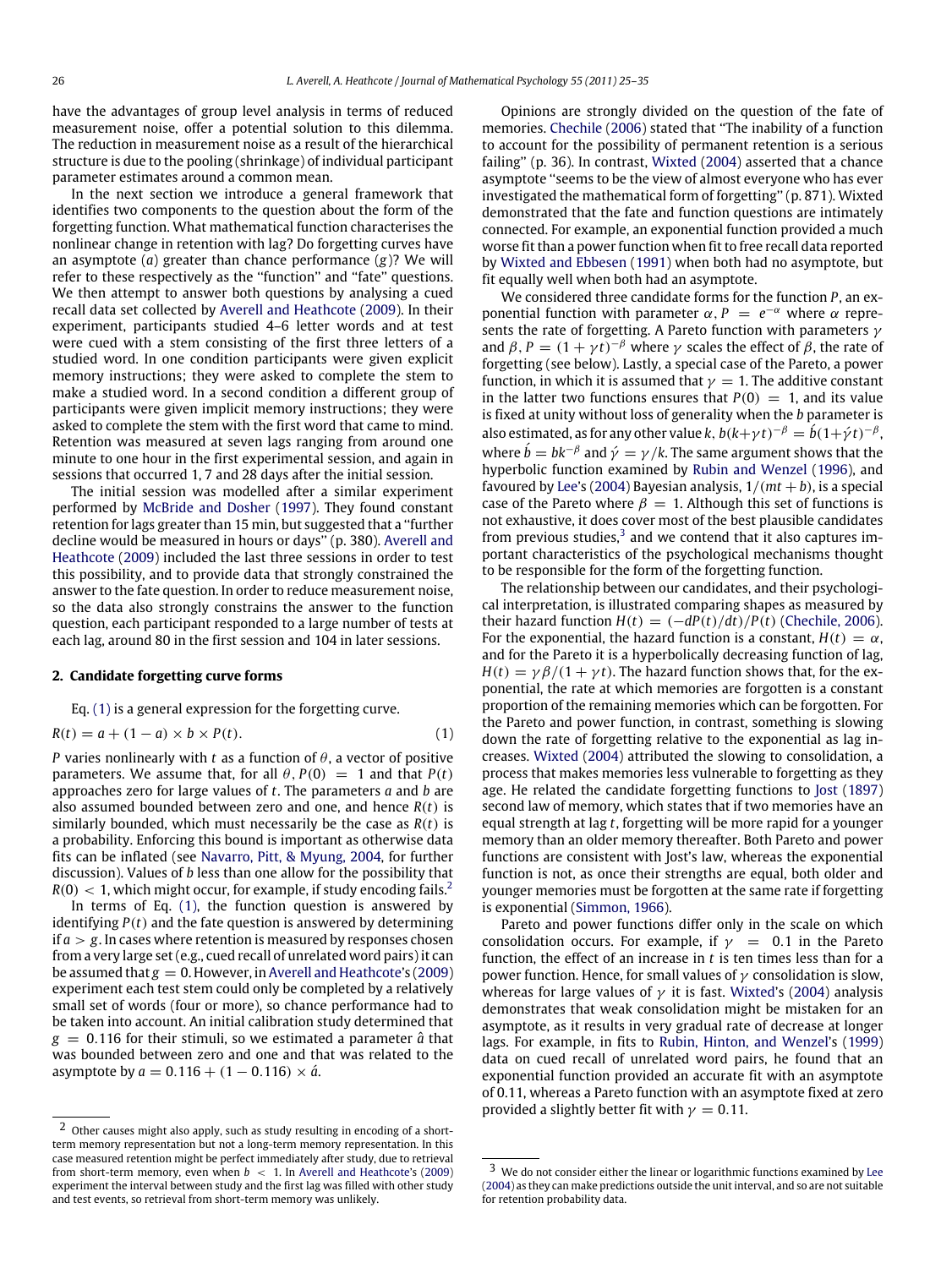have the advantages of group level analysis in terms of reduced measurement noise, offer a potential solution to this dilemma. The reduction in measurement noise as a result of the hierarchical structure is due to the pooling (shrinkage) of individual participant parameter estimates around a common mean.

In the next section we introduce a general framework that identifies two components to the question about the form of the forgetting function. What mathematical function characterises the nonlinear change in retention with lag? Do forgetting curves have an asymptote ($a$) greater than chance performance ($g$)? We will refer to these respectively as the "function" and "fate" questions. We then attempt to answer both questions by analysing a cued recall data set collected by Averell and Heathcote (2009). In their experiment, participants studied 4–6 letter words and at test were cued with a stem consisting of the first three letters of a studied word. In one condition participants were given explicit memory instructions; they were asked to complete the stem to make a studied word. In a second condition a different group of participants were given implicit memory instructions; they were asked to complete the stem with the first word that came to mind. Retention was measured at seven lags ranging from around one minute to one hour in the first experimental session, and again in sessions that occurred 1, 7 and 28 days after the initial session.

The initial session was modelled after a similar experiment performed by McBride and Dosher (1997). They found constant retention for lags greater than 15 min, but suggested that a "further decline would be measured in hours or days" (p. 380). Averell and Heathcote (2009) included the last three sessions in order to test this possibility, and to provide data that strongly constrained the answer to the fate question. In order to reduce measurement noise, so the data also strongly constrains the answer to the function question, each participant responded to a large number of tests at each lag, around 80 in the first session and 104 in later sessions.

## 2. Candidate forgetting curve forms

Eq. (1) is a general expression for the forgetting curve.

$$R(t) = a + (1 - a) \times b \times P(t). \tag{1}$$

$P$ varies nonlinearly with $t$ as a function of $\theta$, a vector of positive parameters. We assume that, for all $\theta$, $P(0) = 1$ and that $P(t)$ approaches zero for large values of $t$. The parameters $a$ and $b$ are also assumed bounded between zero and one, and hence $R(t)$ is similarly bounded, which must necessarily be the case as $R(t)$ is a probability. Enforcing this bound is important as otherwise data fits can be inflated (see Navarro, Pitt, & Myung, 2004, for further discussion). Values of $b$ less than one allow for the possibility that $R(0) < 1$, which might occur, for example, if study encoding fails.[2]

In terms of Eq. (1), the function question is answered by identifying $P(t)$ and the fate question is answered by determining if $a > g$. In cases where retention is measured by responses chosen from a very large set (e.g., cued recall of unrelated word pairs) it can be assumed that $g = 0$. However, in Averell and Heathcote's (2009) experiment each test stem could only be completed by a relatively small set of words (four or more), so chance performance had to be taken into account. An initial calibration study determined that $g = 0.116$ for their stimuli, so we estimated a parameter $\acute{a}$ that was bounded between zero and one and that was related to the asymptote by $a = 0.116 + (1 - 0.116) \times \acute{a}$.

Opinions are strongly divided on the question of the fate of memories. Chechile (2006) stated that "The inability of a function to account for the possibility of permanent retention is a serious failing" (p. 36). In contrast, Wixted (2004) asserted that a chance asymptote "seems to be the view of almost everyone who has ever investigated the mathematical form of forgetting" (p. 871). Wixted demonstrated that the fate and function questions are intimately connected. For example, an exponential function provided a much worse fit than a power function when fit to free recall data reported by Wixted and Ebbesen (1991) when both had no asymptote, but fit equally well when both had an asymptote.

We considered three candidate forms for the function $P$, an exponential function with parameter $\alpha$, $P = e^{-\alpha}$ where $\alpha$ represents the rate of forgetting. A Pareto function with parameters $\gamma$ and $\beta$, $P = (1 + \gamma t)^{-\beta}$ where $\gamma$ scales the effect of $\beta$, the rate of forgetting (see below). Lastly, a special case of the Pareto, a power function, in which it is assumed that $\gamma = 1$. The additive constant in the latter two functions ensures that $P(0) = 1$, and its value is fixed at unity without loss of generality when the $b$ parameter is also estimated, as for any other value $k$, $b(k+\gamma t)^{-\beta} = \acute{b}(1+\acute{\gamma} t)^{-\beta}$, where $\acute{b} = bk^{-\beta}$ and $\acute{\gamma} = \gamma/k$. The same argument shows that the hyperbolic function examined by Rubin and Wenzel (1996), and favoured by Lee's (2004) Bayesian analysis, $1/(mt + b)$, is a special case of the Pareto where $\beta = 1$. Although this set of functions is not exhaustive, it does cover most of the best plausible candidates from previous studies,[3] and we contend that it also captures important characteristics of the psychological mechanisms thought to be responsible for the form of the forgetting function.

The relationship between our candidates, and their psychological interpretation, is illustrated comparing shapes as measured by their hazard function $H(t) = (-dP(t)/dt)/P(t)$ (Chechile, 2006). For the exponential, the hazard function is a constant, $H(t) = \alpha$, and for the Pareto it is a hyperbolically decreasing function of lag, $H(t) = \gamma\beta/(1 + \gamma t)$. The hazard function shows that, for the exponential, the rate at which memories are forgotten is a constant proportion of the remaining memories which can be forgotten. For the Pareto and power function, in contrast, something is slowing down the rate of forgetting relative to the exponential as lag increases. Wixted (2004) attributed the slowing to consolidation, a process that makes memories less vulnerable to forgetting as they age. He related the candidate forgetting functions to Jost (1897) second law of memory, which states that if two memories have an equal strength at lag $t$, forgetting will be more rapid for a younger memory than an older memory thereafter. Both Pareto and power functions are consistent with Jost's law, whereas the exponential function is not, as once their strengths are equal, both older and younger memories must be forgotten at the same rate if forgetting is exponential (Simmon, 1966).

Pareto and power functions differ only in the scale on which consolidation occurs. For example, if $\gamma = 0.1$ in the Pareto function, the effect of an increase in $t$ is ten times less than for a power function. Hence, for small values of $\gamma$ consolidation is slow, whereas for large values of $\gamma$ it is fast. Wixted's (2004) analysis demonstrates that weak consolidation might be mistaken for an asymptote, as it results in very gradual rate of decrease at longer lags. For example, in fits to Rubin, Hinton, and Wenzel's (1999) data on cued recall of unrelated word pairs, he found that an exponential function provided an accurate fit with an asymptote of 0.11, whereas a Pareto function with an asymptote fixed at zero provided a slightly better fit with $\gamma = 0.11$.

---

[2] Other causes might also apply, such as study resulting in encoding of a short-term memory representation but not a long-term memory representation. In this case measured retention might be perfect immediately after study, due to retrieval from short-term memory, even when $b < 1$. In Averell and Heathcote's (2009) experiment the interval between study and the first lag was filled with other study and test events, so retrieval from short-term memory was unlikely.

[3] We do not consider either the linear or logarithmic functions examined by Lee (2004) as they can make predictions outside the unit interval, and so are not suitable for retention probability data.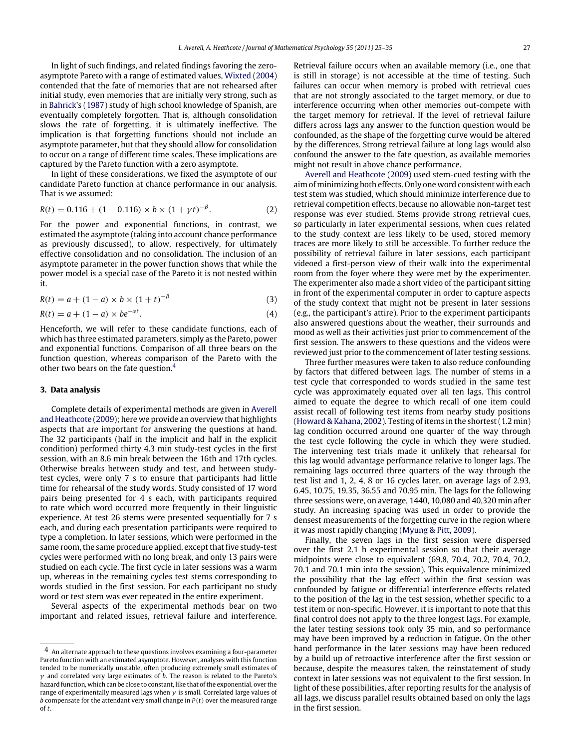In light of such findings, and related findings favoring the zero-asymptote Pareto with a range of estimated values, Wixted (2004) contended that the fate of memories that are not rehearsed after initial study, even memories that are initially very strong, such as in Bahrick's (1987) study of high school knowledge of Spanish, are eventually completely forgotten. That is, although consolidation slows the rate of forgetting, it is ultimately ineffective. The implication is that forgetting functions should not include an asymptote parameter, but that they should allow for consolidation to occur on a range of different time scales. These implications are captured by the Pareto function with a zero asymptote.

In light of these considerations, we fixed the asymptote of our candidate Pareto function at chance performance in our analysis. That is we assumed:

$$R(t) = 0.116 + (1 - 0.116) \times b \times (1 + \gamma t)^{-\beta}. \tag{2}$$

For the power and exponential functions, in contrast, we estimated the asymptote (taking into account chance performance as previously discussed), to allow, respectively, for ultimately effective consolidation and no consolidation. The inclusion of an asymptote parameter in the power function shows that while the power model is a special case of the Pareto it is not nested within it.

$$R(t) = a + (1 - a) \times b \times (1 + t)^{-\beta} \tag{3}$$

$$R(t) = a + (1 - a) \times be^{-\alpha t}. \tag{4}$$

Henceforth, we will refer to these candidate functions, each of which has three estimated parameters, simply as the Pareto, power and exponential functions. Comparison of all three bears on the function question, whereas comparison of the Pareto with the other two bears on the fate question.[4]

## 3. Data analysis

Complete details of experimental methods are given in Averell and Heathcote (2009); here we provide an overview that highlights aspects that are important for answering the questions at hand. The 32 participants (half in the implicit and half in the explicit condition) performed thirty 4.3 min study-test cycles in the first session, with an 8.6 min break between the 16th and 17th cycles. Otherwise breaks between study and test, and between study-test cycles, were only 7 s to ensure that participants had little time for rehearsal of the study words. Study consisted of 17 word pairs being presented for 4 s each, with participants required to rate which word occurred more frequently in their linguistic experience. At test 26 stems were presented sequentially for 7 s each, and during each presentation participants were required to type a completion. In later sessions, which were performed in the same room, the same procedure applied, except that five study-test cycles were performed with no long break, and only 13 pairs were studied on each cycle. The first cycle in later sessions was a warm up, whereas in the remaining cycles test stems corresponding to words studied in the first session. For each participant no study word or test stem was ever repeated in the entire experiment.

Several aspects of the experimental methods bear on two important and related issues, retrieval failure and interference. Retrieval failure occurs when an available memory (i.e., one that is still in storage) is not accessible at the time of testing. Such failures can occur when memory is probed with retrieval cues that are not strongly associated to the target memory, or due to interference occurring when other memories out-compete with the target memory for retrieval. If the level of retrieval failure differs across lags any answer to the function question would be confounded, as the shape of the forgetting curve would be altered by the differences. Strong retrieval failure at long lags would also confound the answer to the fate question, as available memories might not result in above chance performance.

Averell and Heathcote (2009) used stem-cued testing with the aim of minimizing both effects. Only one word consistent with each test stem was studied, which should minimize interference due to retrieval competition effects, because no allowable non-target test response was ever studied. Stems provide strong retrieval cues, so particularly in later experimental sessions, when cues related to the study context are less likely to be used, stored memory traces are more likely to still be accessible. To further reduce the possibility of retrieval failure in later sessions, each participant videoed a first-person view of their walk into the experimental room from the foyer where they were met by the experimenter. The experimenter also made a short video of the participant sitting in front of the experimental computer in order to capture aspects of the study context that might not be present in later sessions (e.g., the participant's attire). Prior to the experiment participants also answered questions about the weather, their surrounds and mood as well as their activities just prior to commencement of the first session. The answers to these questions and the videos were reviewed just prior to the commencement of later testing sessions.

Three further measures were taken to also reduce confounding by factors that differed between lags. The number of stems in a test cycle that corresponded to words studied in the same test cycle was approximately equated over all ten lags. This control aimed to equate the degree to which recall of one item could assist recall of following test items from nearby study positions (Howard & Kahana, 2002). Testing of items in the shortest (1.2 min) lag condition occurred around one quarter of the way through the test cycle following the cycle in which they were studied. The intervening test trials made it unlikely that rehearsal for this lag would advantage performance relative to longer lags. The remaining lags occurred three quarters of the way through the test list and 1, 2, 4, 8 or 16 cycles later, on average lags of 2.93, 6.45, 10.75, 19.35, 36.55 and 70.95 min. The lags for the following three sessions were, on average, 1440, 10,080 and 40,320 min after study. An increasing spacing was used in order to provide the densest measurements of the forgetting curve in the region where it was most rapidly changing (Myung & Pitt, 2009).

Finally, the seven lags in the first session were dispersed over the first 2.1 h experimental session so that their average midpoints were close to equivalent (69.8, 70.4, 70.2, 70.4, 70.2, 70.1 and 70.1 min into the session). This equivalence minimized the possibility that the lag effect within the first session was confounded by fatigue or differential interference effects related to the position of the lag in the test session, whether specific to a test item or non-specific. However, it is important to note that this final control does not apply to the three longest lags. For example, the later testing sessions took only 35 min, and so performance may have been improved by a reduction in fatigue. On the other hand performance in the later sessions may have been reduced by a build up of retroactive interference after the first session or because, despite the measures taken, the reinstatement of study context in later sessions was not equivalent to the first session. In light of these possibilities, after reporting results for the analysis of all lags, we discuss parallel results obtained based on only the lags in the first session.

---

[4] An alternate approach to these questions involves examining a four-parameter Pareto function with an estimated asymptote. However, analyses with this function tended to be numerically unstable, often producing extremely small estimates of $\gamma$ and correlated very large estimates of $b$. The reason is related to the Pareto's hazard function, which can be close to constant, like that of the exponential, over the range of experimentally measured lags when $\gamma$ is small. Correlated large values of $b$ compensate for the attendant very small change in $P(t)$ over the measured range of $t$.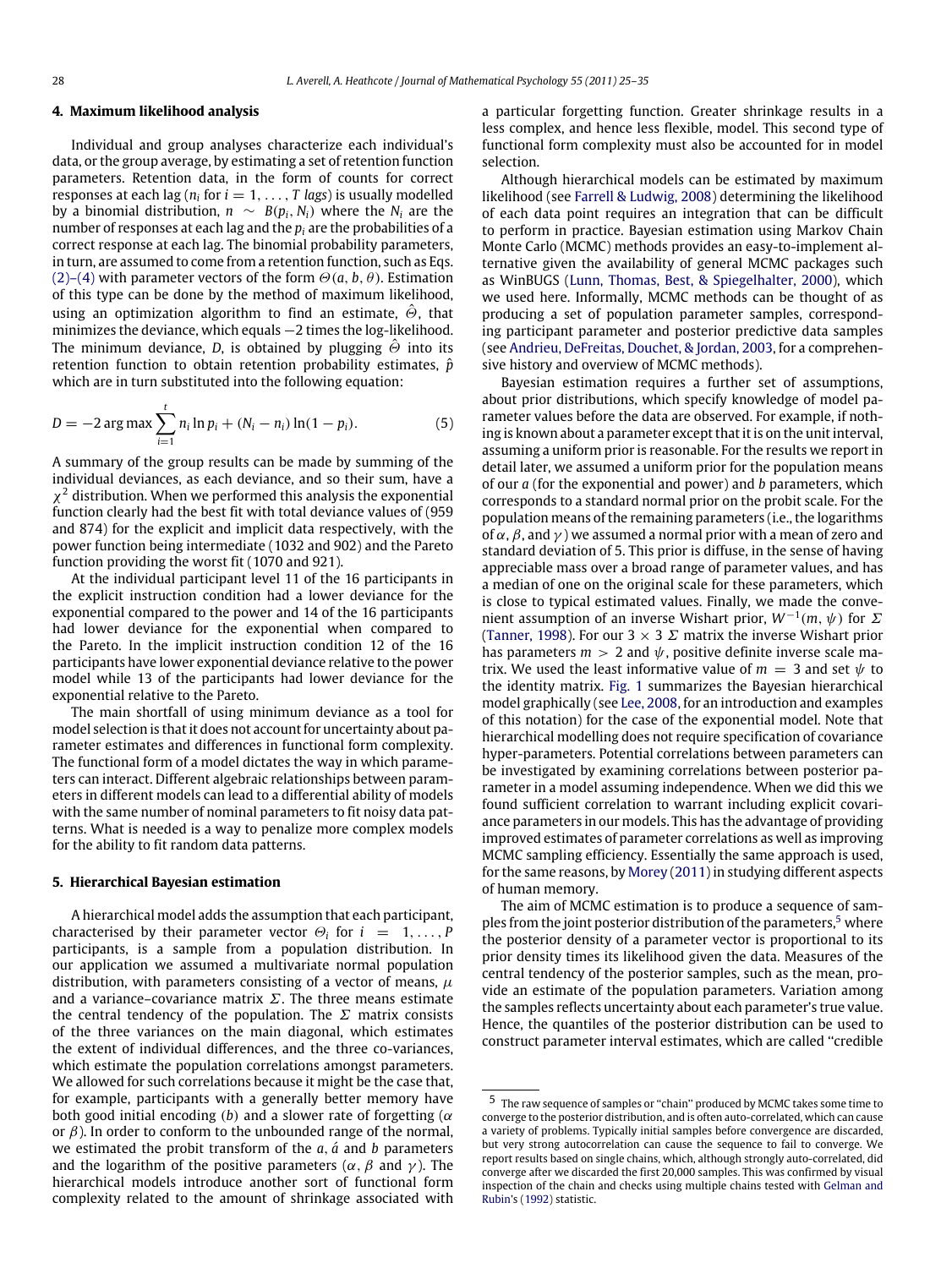## 4. Maximum likelihood analysis

Individual and group analyses characterize each individual's data, or the group average, by estimating a set of retention function parameters. Retention data, in the form of counts for correct responses at each lag ($n_i$ for $i = 1, \ldots, T$ *lags*) is usually modelled by a binomial distribution, $n \sim B(p_i, N_i)$ where the $N_i$ are the number of responses at each lag and the $p_i$ are the probabilities of a correct response at each lag. The binomial probability parameters, in turn, are assumed to come from a retention function, such as Eqs. (2)–(4) with parameter vectors of the form $\Theta(a, b, \theta)$. Estimation of this type can be done by the method of maximum likelihood, using an optimization algorithm to find an estimate, $\hat{\Theta}$, that minimizes the deviance, which equals −2 times the log-likelihood. The minimum deviance, $D$, is obtained by plugging $\hat{\Theta}$ into its retention function to obtain retention probability estimates, $\hat{p}$ which are in turn substituted into the following equation:

$$D = -2 \arg\max \sum_{i=1}^{t} n_i \ln p_i + (N_i - n_i) \ln(1 - p_i). \tag{5}$$

A summary of the group results can be made by summing of the individual deviances, as each deviance, and so their sum, have a $\chi^2$ distribution. When we performed this analysis the exponential function clearly had the best fit with total deviance values of (959 and 874) for the explicit and implicit data respectively, with the power function being intermediate (1032 and 902) and the Pareto function providing the worst fit (1070 and 921).

At the individual participant level 11 of the 16 participants in the explicit instruction condition had a lower deviance for the exponential compared to the power and 14 of the 16 participants had lower deviance for the exponential when compared to the Pareto. In the implicit instruction condition 12 of the 16 participants have lower exponential deviance relative to the power model while 13 of the participants had lower deviance for the exponential relative to the Pareto.

The main shortfall of using minimum deviance as a tool for model selection is that it does not account for uncertainty about parameter estimates and differences in functional form complexity. The functional form of a model dictates the way in which parameters can interact. Different algebraic relationships between parameters in different models can lead to a differential ability of models with the same number of nominal parameters to fit noisy data patterns. What is needed is a way to penalize more complex models for the ability to fit random data patterns.

## 5. Hierarchical Bayesian estimation

A hierarchical model adds the assumption that each participant, characterised by their parameter vector $\Theta_i$ for $i = 1, \ldots, P$ participants, is a sample from a population distribution. In our application we assumed a multivariate normal population distribution, with parameters consisting of a vector of means, $\mu$ and a variance–covariance matrix $\Sigma$. The three means estimate the central tendency of the population. The $\Sigma$ matrix consists of the three variances on the main diagonal, which estimates the extent of individual differences, and the three co-variances, which estimate the population correlations amongst parameters. We allowed for such correlations because it might be the case that, for example, participants with a generally better memory have both good initial encoding ($b$) and a slower rate of forgetting ($\alpha$ or $\beta$). In order to conform to the unbounded range of the normal, we estimated the probit transform of the $a$, $\acute{a}$ and $b$ parameters and the logarithm of the positive parameters ($\alpha$, $\beta$ and $\gamma$). The hierarchical models introduce another sort of functional form complexity related to the amount of shrinkage associated with a particular forgetting function. Greater shrinkage results in a less complex, and hence less flexible, model. This second type of functional form complexity must also be accounted for in model selection.

Although hierarchical models can be estimated by maximum likelihood (see Farrell & Ludwig, 2008) determining the likelihood of each data point requires an integration that can be difficult to perform in practice. Bayesian estimation using Markov Chain Monte Carlo (MCMC) methods provides an easy-to-implement alternative given the availability of general MCMC packages such as WinBUGS (Lunn, Thomas, Best, & Spiegelhalter, 2000), which we used here. Informally, MCMC methods can be thought of as producing a set of population parameter samples, corresponding participant parameter and posterior predictive data samples (see Andrieu, DeFreitas, Douchet, & Jordan, 2003, for a comprehensive history and overview of MCMC methods).

Bayesian estimation requires a further set of assumptions, about prior distributions, which specify knowledge of model parameter values before the data are observed. For example, if nothing is known about a parameter except that it is on the unit interval, assuming a uniform prior is reasonable. For the results we report in detail later, we assumed a uniform prior for the population means of our $a$ (for the exponential and power) and $b$ parameters, which corresponds to a standard normal prior on the probit scale. For the population means of the remaining parameters (i.e., the logarithms of $\alpha$, $\beta$, and $\gamma$) we assumed a normal prior with a mean of zero and standard deviation of 5. This prior is diffuse, in the sense of having appreciable mass over a broad range of parameter values, and has a median of one on the original scale for these parameters, which is close to typical estimated values. Finally, we made the convenient assumption of an inverse Wishart prior, $W^{-1}(m, \psi)$ for $\Sigma$ (Tanner, 1998). For our $3 \times 3$ $\Sigma$ matrix the inverse Wishart prior has parameters $m > 2$ and $\psi$, positive definite inverse scale matrix. We used the least informative value of $m = 3$ and set $\psi$ to the identity matrix. Fig. 1 summarizes the Bayesian hierarchical model graphically (see Lee, 2008, for an introduction and examples of this notation) for the case of the exponential model. Note that hierarchical modelling does not require specification of covariance hyper-parameters. Potential correlations between parameters can be investigated by examining correlations between posterior parameter in a model assuming independence. When we did this we found sufficient correlation to warrant including explicit covariance parameters in our models. This has the advantage of providing improved estimates of parameter correlations as well as improving MCMC sampling efficiency. Essentially the same approach is used, for the same reasons, by Morey (2011) in studying different aspects of human memory.

The aim of MCMC estimation is to produce a sequence of samples from the joint posterior distribution of the parameters,[5] where the posterior density of a parameter vector is proportional to its prior density times its likelihood given the data. Measures of the central tendency of the posterior samples, such as the mean, provide an estimate of the population parameters. Variation among the samples reflects uncertainty about each parameter's true value. Hence, the quantiles of the posterior distribution can be used to construct parameter interval estimates, which are called "credible

[5] The raw sequence of samples or "chain" produced by MCMC takes some time to converge to the posterior distribution, and is often auto-correlated, which can cause a variety of problems. Typically initial samples before convergence are discarded, but very strong autocorrelation can cause the sequence to fail to converge. We report results based on single chains, which, although strongly auto-correlated, did converge after we discarded the first 20,000 samples. This was confirmed by visual inspection of the chain and checks using multiple chains tested with Gelman and Rubin's (1992) statistic.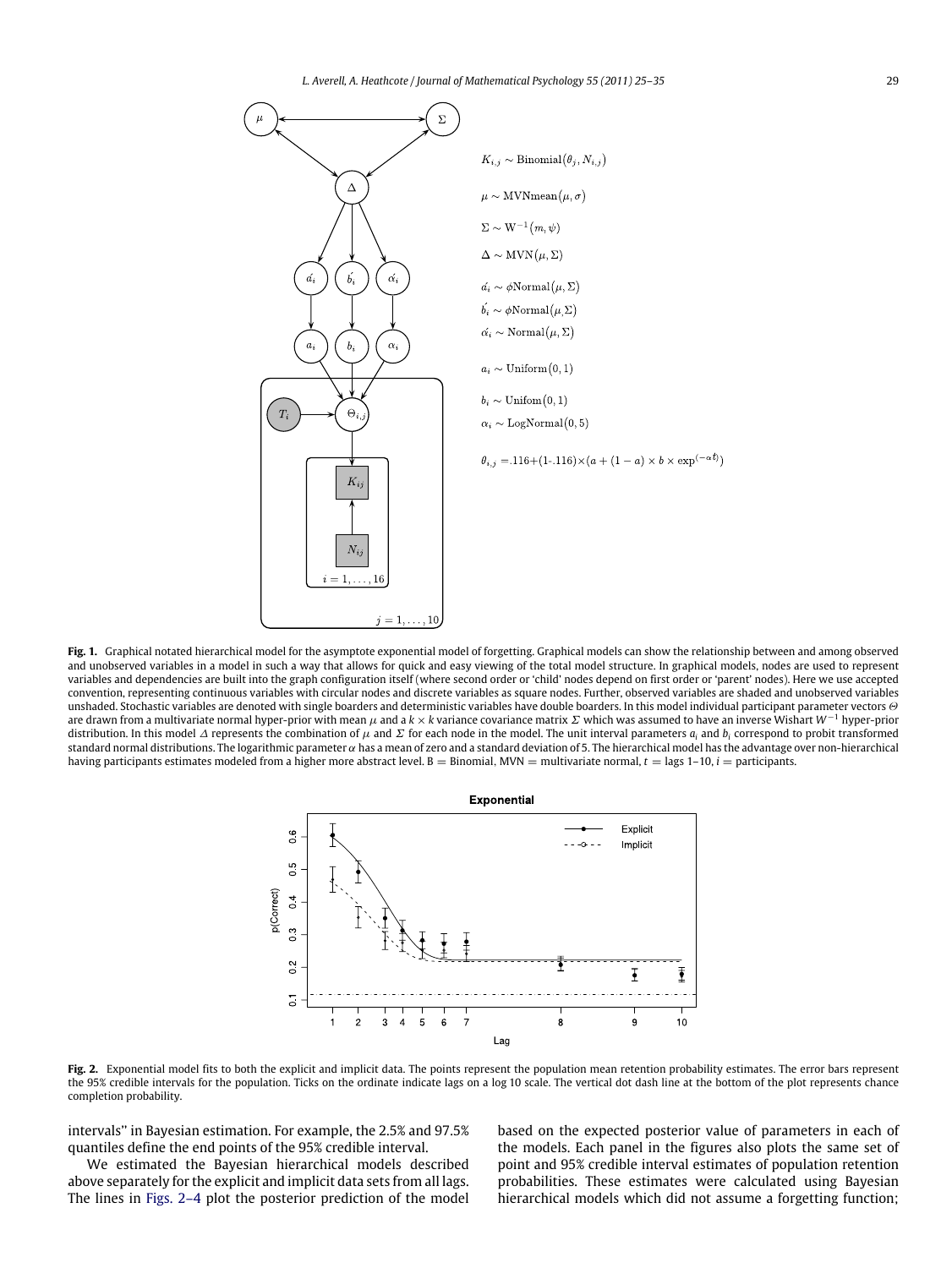$K_{i,j} \sim \text{Binomial}(\theta_j, N_{i,j})$

$\mu \sim \text{MVNmean}(\mu, \sigma)$

$\Sigma \sim \text{W}^{-1}(m, \psi)$

$\Delta \sim \text{MVN}(\mu, \Sigma)$

$\acute{a_i} \sim \phi\text{Normal}(\mu, \Sigma)$

$\acute{b_i} \sim \phi\text{Normal}(\mu, \Sigma)$

$\acute{\alpha_i} \sim \text{Normal}(\mu, \Sigma)$

$a_i \sim \text{Uniform}(0, 1)$

$b_i \sim \text{Unifom}(0, 1)$

$\alpha_i \sim \text{LogNormal}(0, 5)$

$\theta_{i,j} = .116 + (1 - .116) \times (a + (1 - a) \times b \times \exp^{(-\alpha t)})$

**Fig. 1.** Graphical notated hierarchical model for the asymptote exponential model of forgetting. Graphical models can show the relationship between and among observed and unobserved variables in a model in such a way that allows for quick and easy viewing of the total model structure. In graphical models, nodes are used to represent variables and dependencies are built into the graph configuration itself (where second order or 'child' nodes depend on first order or 'parent' nodes). Here we use accepted convention, representing continuous variables with circular nodes and discrete variables as square nodes. Further, observed variables are shaded and unobserved variables unshaded. Stochastic variables are denoted with single boarders and deterministic variables have double boarders. In this model individual participant parameter vectors $\Theta$ are drawn from a multivariate normal hyper-prior with mean $\mu$ and a $k \times k$ variance covariance matrix $\Sigma$ which was assumed to have an inverse Wishart $W^{-1}$ hyper-prior distribution. In this model $\Delta$ represents the combination of $\mu$ and $\Sigma$ for each node in the model. The unit interval parameters $a_i$ and $b_i$ correspond to probit transformed standard normal distributions. The logarithmic parameter $\alpha$ has a mean of zero and a standard deviation of 5. The hierarchical model has the advantage over non-hierarchical having participants estimates modeled from a higher more abstract level. B = Binomial, MVN = multivariate normal, $t$ = lags 1–10, $i$ = participants.

**Fig. 2.** Exponential model fits to both the explicit and implicit data. The points represent the population mean retention probability estimates. The error bars represent the 95% credible intervals for the population. Ticks on the ordinate indicate lags on a log 10 scale. The vertical dot dash line at the bottom of the plot represents chance completion probability.

intervals'' in Bayesian estimation. For example, the 2.5% and 97.5% quantiles define the end points of the 95% credible interval.

We estimated the Bayesian hierarchical models described above separately for the explicit and implicit data sets from all lags. The lines in Figs. 2–4 plot the posterior prediction of the model based on the expected posterior value of parameters in each of the models. Each panel in the figures also plots the same set of point and 95% credible interval estimates of population retention probabilities. These estimates were calculated using Bayesian hierarchical models which did not assume a forgetting function;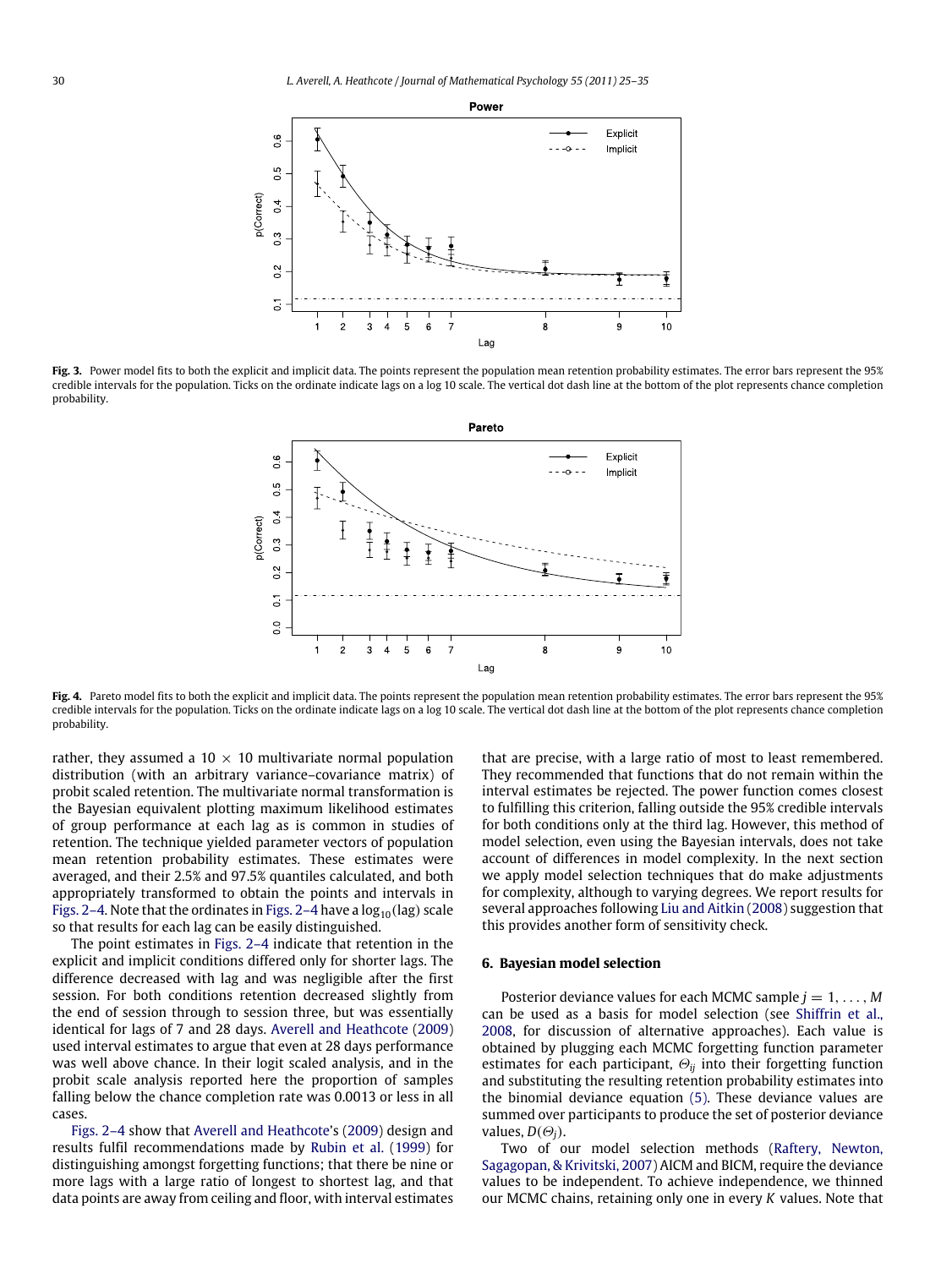Fig. 3. Power model fits to both the explicit and implicit data. The points represent the population mean retention probability estimates. The error bars represent the 95% credible intervals for the population. Ticks on the ordinate indicate lags on a log 10 scale. The vertical dot dash line at the bottom of the plot represents chance completion probability.

Fig. 4. Pareto model fits to both the explicit and implicit data. The points represent the population mean retention probability estimates. The error bars represent the 95% credible intervals for the population. Ticks on the ordinate indicate lags on a log 10 scale. The vertical dot dash line at the bottom of the plot represents chance completion probability.

rather, they assumed a $10 \times 10$ multivariate normal population distribution (with an arbitrary variance–covariance matrix) of probit scaled retention. The multivariate normal transformation is the Bayesian equivalent plotting maximum likelihood estimates of group performance at each lag as is common in studies of retention. The technique yielded parameter vectors of population mean retention probability estimates. These estimates were averaged, and their 2.5% and 97.5% quantiles calculated, and both appropriately transformed to obtain the points and intervals in Figs. 2–4. Note that the ordinates in Figs. 2–4 have a $\log_{10}(\text{lag})$ scale so that results for each lag can be easily distinguished.

The point estimates in Figs. 2–4 indicate that retention in the explicit and implicit conditions differed only for shorter lags. The difference decreased with lag and was negligible after the first session. For both conditions retention decreased slightly from the end of session through to session three, but was essentially identical for lags of 7 and 28 days. Averell and Heathcote (2009) used interval estimates to argue that even at 28 days performance was well above chance. In their logit scaled analysis, and in the probit scale analysis reported here the proportion of samples falling below the chance completion rate was 0.0013 or less in all cases.

Figs. 2–4 show that Averell and Heathcote's (2009) design and results fulfil recommendations made by Rubin et al. (1999) for distinguishing amongst forgetting functions; that there be nine or more lags with a large ratio of longest to shortest lag, and that data points are away from ceiling and floor, with interval estimates that are precise, with a large ratio of most to least remembered. They recommended that functions that do not remain within the interval estimates be rejected. The power function comes closest to fulfilling this criterion, falling outside the 95% credible intervals for both conditions only at the third lag. However, this method of model selection, even using the Bayesian intervals, does not take account of differences in model complexity. In the next section we apply model selection techniques that do make adjustments for complexity, although to varying degrees. We report results for several approaches following Liu and Aitkin (2008) suggestion that this provides another form of sensitivity check.

## 6. Bayesian model selection

Posterior deviance values for each MCMC sample $j = 1, \ldots, M$ can be used as a basis for model selection (see Shiffrin et al., 2008, for discussion of alternative approaches). Each value is obtained by plugging each MCMC forgetting function parameter estimates for each participant, $\Theta_{ij}$ into their forgetting function and substituting the resulting retention probability estimates into the binomial deviance equation (5). These deviance values are summed over participants to produce the set of posterior deviance values, $D(\Theta_j)$.

Two of our model selection methods (Raftery, Newton, Sagagopan, & Krivitski, 2007) AICM and BICM, require the deviance values to be independent. To achieve independence, we thinned our MCMC chains, retaining only one in every $K$ values. Note that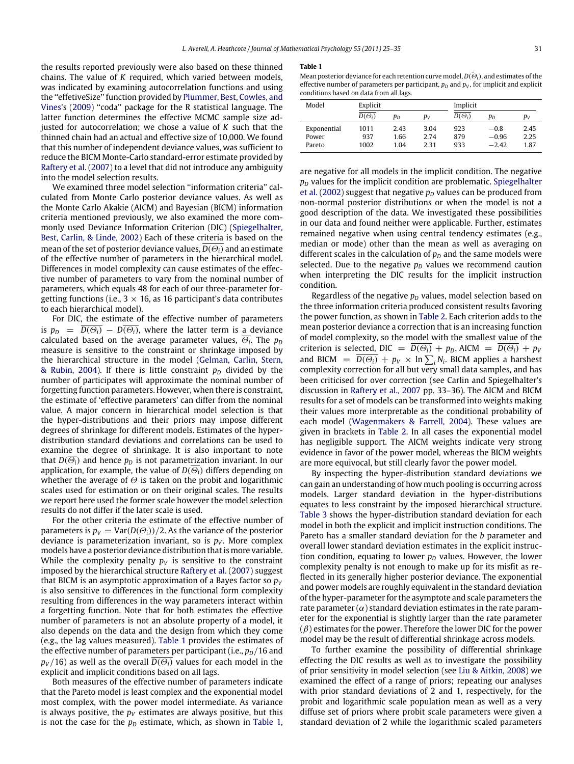the results reported previously were also based on these thinned chains. The value of $K$ required, which varied between models, was indicated by examining autocorrelation functions and using the ''effetiveSize'' function provided by Plummer, Best, Cowles, and Vines's (2009) ''coda'' package for the R statistical language. The latter function determines the effective MCMC sample size adjusted for autocorrelation; we chose a value of $K$ such that the thinned chain had an actual and effective size of 10,000. We found that this number of independent deviance values, was sufficient to reduce the BICM Monte-Carlo standard-error estimate provided by Raftery et al. (2007) to a level that did not introduce any ambiguity into the model selection results.

We examined three model selection ''information criteria'' calculated from Monte Carlo posterior deviance values. As well as the Monte Carlo Akakie (AICM) and Bayesian (BICM) information criteria mentioned previously, we also examined the more commonly used Deviance Information Criterion (DIC) (Spiegelhalter, Best, Carlin, & Linde, 2002) Each of these criteria is based on the mean of the set of posterior deviance values, $\overline{D(\Theta_i)}$ and an estimate of the effective number of parameters in the hierarchical model. Differences in model complexity can cause estimates of the effective number of parameters to vary from the nominal number of parameters, which equals 48 for each of our three-parameter forgetting functions (i.e., $3 \times 16$, as 16 participant's data contributes to each hierarchical model).

For DIC, the estimate of the effective number of parameters is $p_D = \overline{D(\Theta_i)} - D(\overline{\Theta_i})$, where the latter term is a deviance calculated based on the average parameter values, $\overline{\Theta_i}$. The $p_D$ measure is sensitive to the constraint or shrinkage imposed by the hierarchical structure in the model (Gelman, Carlin, Stern, & Rubin, 2004). If there is little constraint $p_D$ divided by the number of participates will approximate the nominal number of forgetting function parameters. However, when there is constraint, the estimate of 'effective parameters' can differ from the nominal value. A major concern in hierarchical model selection is that the hyper-distributions and their priors may impose different degrees of shrinkage for different models. Estimates of the hyper-distribution standard deviations and correlations can be used to examine the degree of shrinkage. It is also important to note that $D(\overline{\Theta_i})$ and hence $p_D$ is not parametrization invariant. In our application, for example, the value of $D(\overline{\Theta_i})$ differs depending on whether the average of $\Theta$ is taken on the probit and logarithmic scales used for estimation or on their original scales. The results we report here used the former scale however the model selection results do not differ if the later scale is used.

For the other criteria the estimate of the effective number of parameters is $p_V = \mathrm{Var}(D(\Theta_i))/2$. As the variance of the posterior deviance is parameterization invariant, so is $p_V$. More complex models have a posterior deviance distribution that is more variable. While the complexity penalty $p_V$ is sensitive to the constraint imposed by the hierarchical structure Raftery et al. (2007) suggest that BICM is an asymptotic approximation of a Bayes factor so $p_V$ is also sensitive to differences in the functional form complexity resulting from differences in the way parameters interact within a forgetting function. Note that for both estimates the effective number of parameters is not an absolute property of a model, it also depends on the data and the design from which they come (e.g., the lag values measured). Table 1 provides the estimates of the effective number of parameters per participant (i.e., $p_D/16$ and $p_V/16$) as well as the overall $\overline{D(\Theta_i)}$ values for each model in the explicit and implicit conditions based on all lags.

Both measures of the effective number of parameters indicate that the Pareto model is least complex and the exponential model most complex, with the power model intermediate. As variance is always positive, the $p_V$ estimates are always positive, but this is not the case for the $p_D$ estimate, which, as shown in Table 1, are negative for all models in the implicit condition. The negative $p_D$ values for the implicit condition are problematic. Spiegelhalter et al. (2002) suggest that negative $p_D$ values can be produced from non-normal posterior distributions or when the model is not a good description of the data. We investigated these possibilities in our data and found neither were applicable. Further, estimates remained negative when using central tendency estimates (e.g., median or mode) other than the mean as well as averaging on different scales in the calculation of $p_D$ and the same models were selected. Due to the negative $p_D$ values we recommend caution when interpreting the DIC results for the implicit instruction condition.

**Table 1**
Mean posterior deviance for each retention curve model, $D(\bar{\Theta}_i)$, and estimates of the effective number of parameters per participant, $p_D$ and $p_V$, for implicit and explicit conditions based on data from all lags.

| Model | Explicit | | | Implicit | | |
|---|---|---|---|---|---|---|
| | $\overline{D(\Theta_i)}$ | $p_D$ | $p_V$ | $\overline{D(\Theta_i)}$ | $p_D$ | $p_V$ |
| Exponential | 1011 | 2.43 | 3.04 | 923 | −0.8 | 2.45 |
| Power | 937 | 1.66 | 2.74 | 879 | −0.96 | 2.25 |
| Pareto | 1002 | 1.04 | 2.31 | 933 | −2.42 | 1.87 |

Regardless of the negative $p_D$ values, model selection based on the three information criteria produced consistent results favoring the power function, as shown in Table 2. Each criterion adds to the mean posterior deviance a correction that is an increasing function of model complexity, so the model with the smallest value of the criterion is selected, DIC $= \overline{D(\Theta_i)} + p_D$, AICM $= \overline{D(\Theta_i)} + p_V$ and BICM $= \overline{D(\Theta_i)} + p_V \times \ln \sum_i N_i$. BICM applies a harshest complexity correction for all but very small data samples, and has been criticised for over correction (see Carlin and Spiegelhalter's discussion in Raftery et al., 2007 pp. 33–36). The AICM and BICM results for a set of models can be transformed into weights making their values more interpretable as the conditional probability of each model (Wagenmakers & Farrell, 2004). These values are given in brackets in Table 2. In all cases the exponential model has negligible support. The AICM weights indicate very strong evidence in favor of the power model, whereas the BICM weights are more equivocal, but still clearly favor the power model.

By inspecting the hyper-distribution standard deviations we can gain an understanding of how much pooling is occurring across models. Larger standard deviation in the hyper-distributions equates to less constraint by the imposed hierarchical structure. Table 3 shows the hyper-distribution standard deviation for each model in both the explicit and implicit instruction conditions. The Pareto has a smaller standard deviation for the $b$ parameter and overall lower standard deviation estimates in the explicit instruction condition, equating to lower $p_D$ values. However, the lower complexity penalty is not enough to make up for its misfit as reflected in its generally higher posterior deviance. The exponential and power models are roughly equivalent in the standard deviation of the hyper-parameter for the asymptote and scale parameters the rate parameter ($\alpha$) standard deviation estimates in the rate parameter for the exponential is slightly larger than the rate parameter ($\beta$) estimates for the power. Therefore the lower DIC for the power model may be the result of differential shrinkage across models.

To further examine the possibility of differential shrinkage effecting the DIC results as well as to investigate the possibility of prior sensitivity in model selection (see Liu & Aitkin, 2008) we examined the effect of a range of priors; repeating our analyses with prior standard deviations of 2 and 1, respectively, for the probit and logarithmic scale population mean as well as a very diffuse set of priors where probit scale parameters were given a standard deviation of 2 while the logarithmic scaled parameters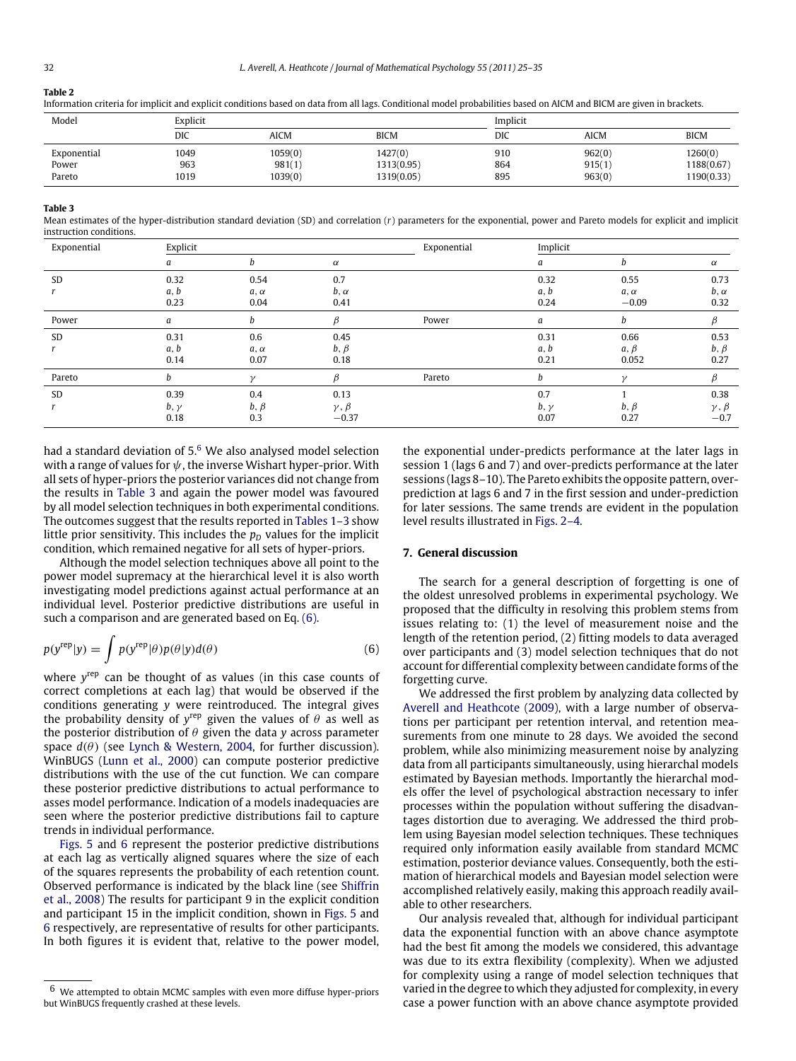**Table 2**
Information criteria for implicit and explicit conditions based on data from all lags. Conditional model probabilities based on AICM and BICM are given in brackets.

| Model | Explicit | | | Implicit | | |
|---|---|---|---|---|---|---|
| | DIC | AICM | BICM | DIC | AICM | BICM |
| Exponential | 1049 | 1059(0) | 1427(0) | 910 | 962(0) | 1260(0) |
| Power | 963 | 981(1) | 1313(0.95) | 864 | 915(1) | 1188(0.67) |
| Pareto | 1019 | 1039(0) | 1319(0.05) | 895 | 963(0) | 1190(0.33) |

**Table 3**
Mean estimates of the hyper-distribution standard deviation (SD) and correlation ($r$) parameters for the exponential, power and Pareto models for explicit and implicit instruction conditions.

| Exponential | Explicit | | | Exponential | Implicit | | |
|---|---|---|---|---|---|---|---|
| | $a$ | $b$ | $\alpha$ | | $a$ | $b$ | $\alpha$ |
| SD | 0.32 | 0.54 | 0.7 | | 0.32 | 0.55 | 0.73 |
| $r$ | $a, b$ | $a, \alpha$ | $b, \alpha$ | | $a, b$ | $a, \alpha$ | $b, \alpha$ |
| | 0.23 | 0.04 | 0.41 | | 0.24 | −0.09 | 0.32 |
| Power | $a$ | $b$ | $\beta$ | Power | $a$ | $b$ | $\beta$ |
| SD | 0.31 | 0.6 | 0.45 | | 0.31 | 0.66 | 0.53 |
| $r$ | $a, b$ | $a, \alpha$ | $b, \beta$ | | $a, b$ | $a, \beta$ | $b, \beta$ |
| | 0.14 | 0.07 | 0.18 | | 0.21 | 0.052 | 0.27 |
| Pareto | $b$ | $\gamma$ | $\beta$ | Pareto | $b$ | $\gamma$ | $\beta$ |
| SD | 0.39 | 0.4 | 0.13 | | 0.7 | 1 | 0.38 |
| $r$ | $b, \gamma$ | $b, \beta$ | $\gamma, \beta$ | | $b, \gamma$ | $b, \beta$ | $\gamma, \beta$ |
| | 0.18 | 0.3 | −0.37 | | 0.07 | 0.27 | −0.7 |

had a standard deviation of 5.[6] We also analysed model selection with a range of values for $\psi$, the inverse Wishart hyper-prior. With all sets of hyper-priors the posterior variances did not change from the results in Table 3 and again the power model was favoured by all model selection techniques in both experimental conditions. The outcomes suggest that the results reported in Tables 1–3 show little prior sensitivity. This includes the $p_D$ values for the implicit condition, which remained negative for all sets of hyper-priors.

Although the model selection techniques above all point to the power model supremacy at the hierarchical level it is also worth investigating model predictions against actual performance at an individual level. Posterior predictive distributions are useful in such a comparison and are generated based on Eq. (6).

$$p(y^{\text{rep}}|y) = \int p(y^{\text{rep}}|\theta)p(\theta|y)d(\theta) \tag{6}$$

where $y^{\text{rep}}$ can be thought of as values (in this case counts of correct completions at each lag) that would be observed if the conditions generating $y$ were reintroduced. The integral gives the probability density of $y^{\text{rep}}$ given the values of $\theta$ as well as the posterior distribution of $\theta$ given the data $y$ across parameter space $d(\theta)$ (see Lynch & Western, 2004, for further discussion). WinBUGS (Lunn et al., 2000) can compute posterior predictive distributions with the use of the cut function. We can compare these posterior predictive distributions to actual performance to asses model performance. Indication of a models inadequacies are seen where the posterior predictive distributions fail to capture trends in individual performance.

Figs. 5 and 6 represent the posterior predictive distributions at each lag as vertically aligned squares where the size of each of the squares represents the probability of each retention count. Observed performance is indicated by the black line (see Shiffrin et al., 2008) The results for participant 9 in the explicit condition and participant 15 in the implicit condition, shown in Figs. 5 and 6 respectively, are representative of results for other participants. In both figures it is evident that, relative to the power model, the exponential under-predicts performance at the later lags in session 1 (lags 6 and 7) and over-predicts performance at the later sessions (lags 8–10). The Pareto exhibits the opposite pattern, over-prediction at lags 6 and 7 in the first session and under-prediction for later sessions. The same trends are evident in the population level results illustrated in Figs. 2–4.

## 7. General discussion

The search for a general description of forgetting is one of the oldest unresolved problems in experimental psychology. We proposed that the difficulty in resolving this problem stems from issues relating to: (1) the level of measurement noise and the length of the retention period, (2) fitting models to data averaged over participants and (3) model selection techniques that do not account for differential complexity between candidate forms of the forgetting curve.

We addressed the first problem by analyzing data collected by Averell and Heathcote (2009), with a large number of observations per participant per retention interval, and retention measurements from one minute to 28 days. We avoided the second problem, while also minimizing measurement noise by analyzing data from all participants simultaneously, using hierarchal models estimated by Bayesian methods. Importantly the hierarchal models offer the level of psychological abstraction necessary to infer processes within the population without suffering the disadvantages distortion due to averaging. We addressed the third problem using Bayesian model selection techniques. These techniques required only information easily available from standard MCMC estimation, posterior deviance values. Consequently, both the estimation of hierarchical models and Bayesian model selection were accomplished relatively easily, making this approach readily available to other researchers.

Our analysis revealed that, although for individual participant data the exponential function with an above chance asymptote had the best fit among the models we considered, this advantage was due to its extra flexibility (complexity). When we adjusted for complexity using a range of model selection techniques that varied in the degree to which they adjusted for complexity, in every case a power function with an above chance asymptote provided

[6] We attempted to obtain MCMC samples with even more diffuse hyper-priors but WinBUGS frequently crashed at these levels.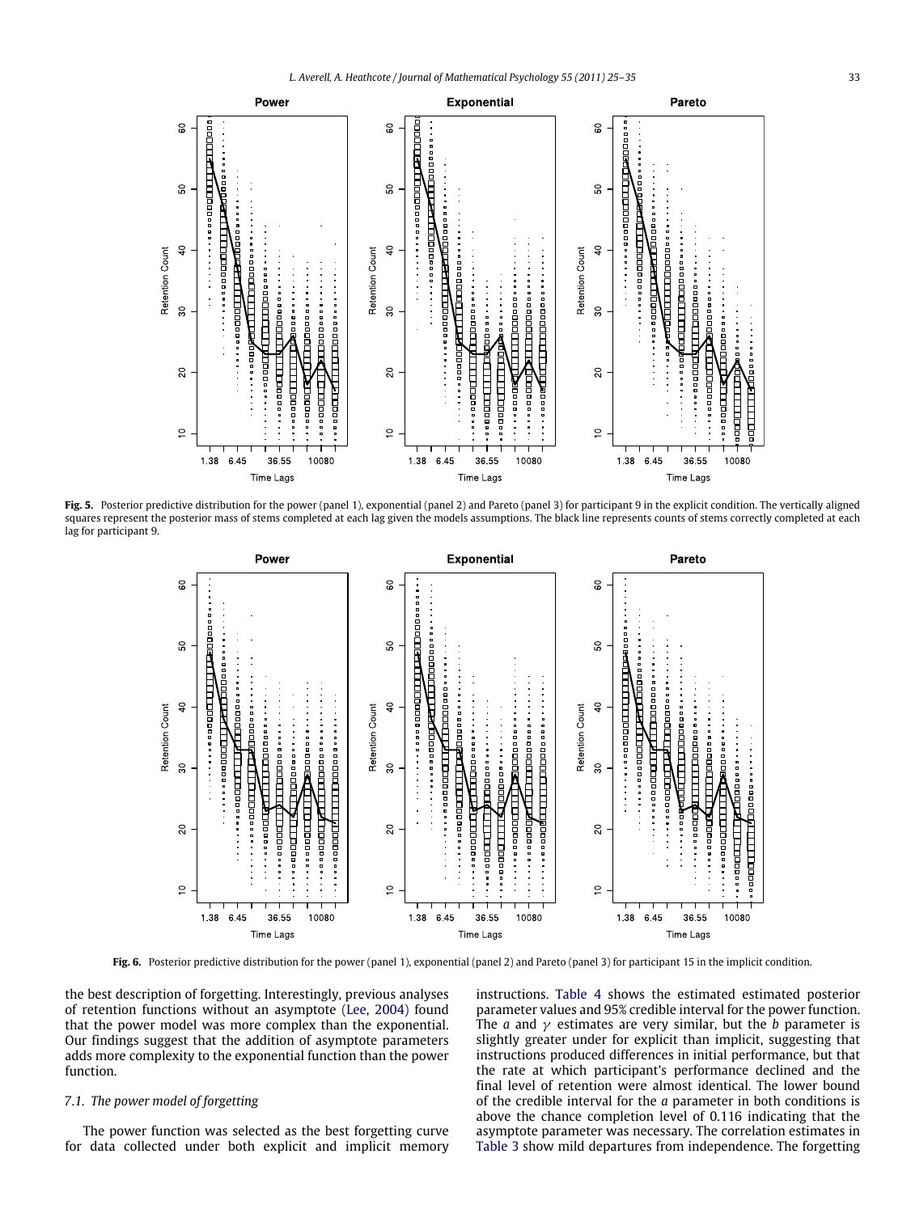**Fig. 5.** Posterior predictive distribution for the power (panel 1), exponential (panel 2) and Pareto (panel 3) for participant 9 in the explicit condition. The vertically aligned squares represent the posterior mass of stems completed at each lag given the models assumptions. The black line represents counts of stems correctly completed at each lag for participant 9.

**Fig. 6.** Posterior predictive distribution for the power (panel 1), exponential (panel 2) and Pareto (panel 3) for participant 15 in the implicit condition.

the best description of forgetting. Interestingly, previous analyses of retention functions without an asymptote (Lee, 2004) found that the power model was more complex than the exponential. Our findings suggest that the addition of asymptote parameters adds more complexity to the exponential function than the power function.

### 7.1. The power model of forgetting

The power function was selected as the best forgetting curve for data collected under both explicit and implicit memory instructions. Table 4 shows the estimated estimated posterior parameter values and 95% credible interval for the power function. The $a$ and $\gamma$ estimates are very similar, but the $b$ parameter is slightly greater under for explicit than implicit, suggesting that instructions produced differences in initial performance, but that the rate at which participant's performance declined and the final level of retention were almost identical. The lower bound of the credible interval for the $a$ parameter in both conditions is above the chance completion level of 0.116 indicating that the asymptote parameter was necessary. The correlation estimates in Table 3 show mild departures from independence. The forgetting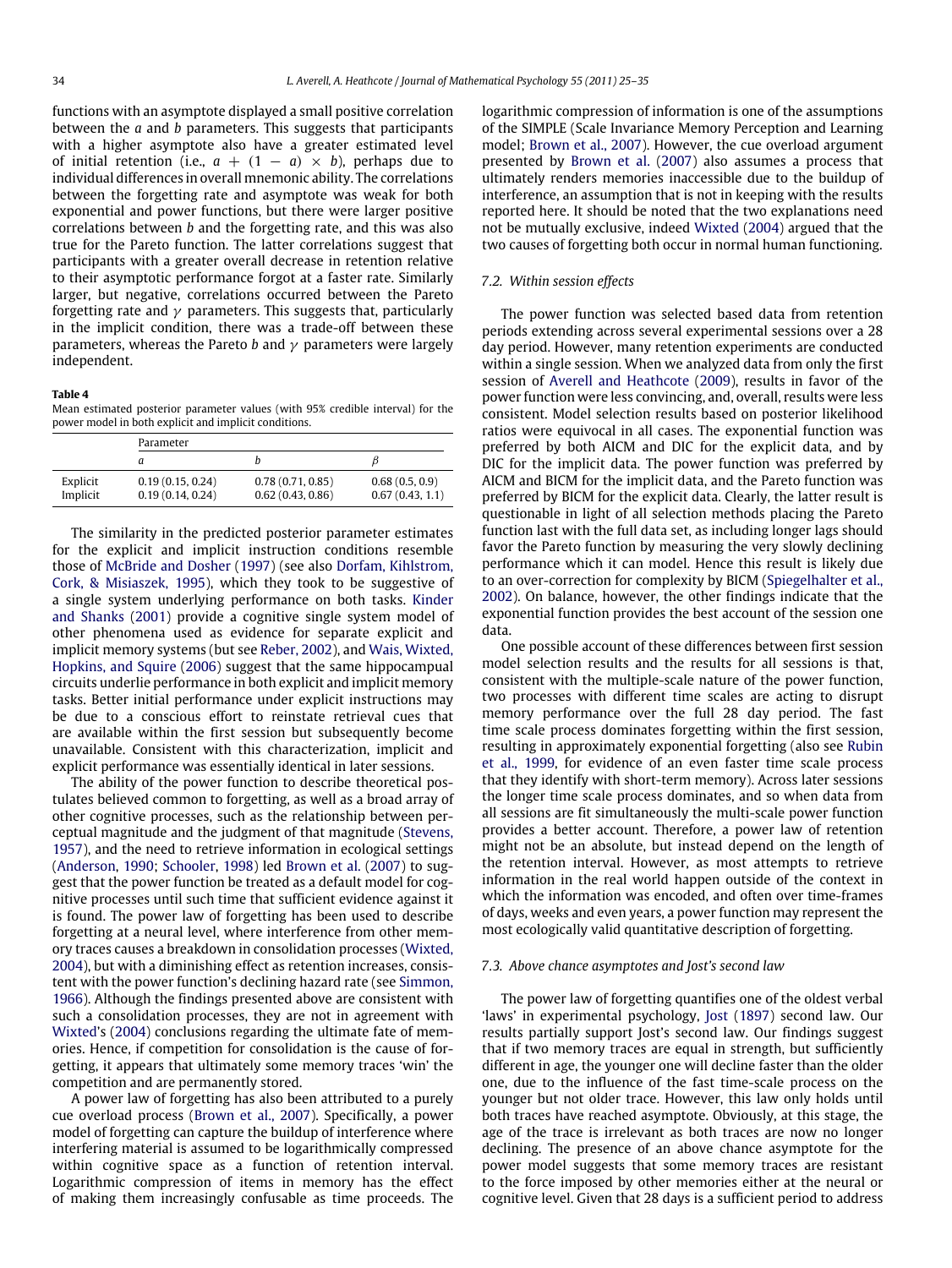functions with an asymptote displayed a small positive correlation between the $a$ and $b$ parameters. This suggests that participants with a higher asymptote also have a greater estimated level of initial retention (i.e., $a + (1 - a) \times b$), perhaps due to individual differences in overall mnemonic ability. The correlations between the forgetting rate and asymptote was weak for both exponential and power functions, but there were larger positive correlations between $b$ and the forgetting rate, and this was also true for the Pareto function. The latter correlations suggest that participants with a greater overall decrease in retention relative to their asymptotic performance forgot at a faster rate. Similarly larger, but negative, correlations occurred between the Pareto forgetting rate and $\gamma$ parameters. This suggests that, particularly in the implicit condition, there was a trade-off between these parameters, whereas the Pareto $b$ and $\gamma$ parameters were largely independent.

**Table 4**
Mean estimated posterior parameter values (with 95% credible interval) for the power model in both explicit and implicit conditions.

| | Parameter | | |
|---|---|---|---|
| | $a$ | $b$ | $\beta$ |
| Explicit | 0.19 (0.15, 0.24) | 0.78 (0.71, 0.85) | 0.68 (0.5, 0.9) |
| Implicit | 0.19 (0.14, 0.24) | 0.62 (0.43, 0.86) | 0.67 (0.43, 1.1) |

The similarity in the predicted posterior parameter estimates for the explicit and implicit instruction conditions resemble those of McBride and Dosher (1997) (see also Dorfam, Kihlstrom, Cork, & Misiaszek, 1995), which they took to be suggestive of a single system underlying performance on both tasks. Kinder and Shanks (2001) provide a cognitive single system model of other phenomena used as evidence for separate explicit and implicit memory systems (but see Reber, 2002), and Wais, Wixted, Hopkins, and Squire (2006) suggest that the same hippocampal circuits underlie performance in both explicit and implicit memory tasks. Better initial performance under explicit instructions may be due to a conscious effort to reinstate retrieval cues that are available within the first session but subsequently become unavailable. Consistent with this characterization, implicit and explicit performance was essentially identical in later sessions.

The ability of the power function to describe theoretical postulates believed common to forgetting, as well as a broad array of other cognitive processes, such as the relationship between perceptual magnitude and the judgment of that magnitude (Stevens, 1957), and the need to retrieve information in ecological settings (Anderson, 1990; Schooler, 1998) led Brown et al. (2007) to suggest that the power function be treated as a default model for cognitive processes until such time that sufficient evidence against it is found. The power law of forgetting has been used to describe forgetting at a neural level, where interference from other memory traces causes a breakdown in consolidation processes (Wixted, 2004), but with a diminishing effect as retention increases, consistent with the power function's declining hazard rate (see Simmon, 1966). Although the findings presented above are consistent with such a consolidation processes, they are not in agreement with Wixted's (2004) conclusions regarding the ultimate fate of memories. Hence, if competition for consolidation is the cause of forgetting, it appears that ultimately some memory traces 'win' the competition and are permanently stored.

A power law of forgetting has also been attributed to a purely cue overload process (Brown et al., 2007). Specifically, a power model of forgetting can capture the buildup of interference where interfering material is assumed to be logarithmically compressed within cognitive space as a function of retention interval. Logarithmic compression of items in memory has the effect of making them increasingly confusable as time proceeds. The logarithmic compression of information is one of the assumptions of the SIMPLE (Scale Invariance Memory Perception and Learning model; Brown et al., 2007). However, the cue overload argument presented by Brown et al. (2007) also assumes a process that ultimately renders memories inaccessible due to the buildup of interference, an assumption that is not in keeping with the results reported here. It should be noted that the two explanations need not be mutually exclusive, indeed Wixted (2004) argued that the two causes of forgetting both occur in normal human functioning.

### 7.2. Within session effects

The power function was selected based data from retention periods extending across several experimental sessions over a 28 day period. However, many retention experiments are conducted within a single session. When we analyzed data from only the first session of Averell and Heathcote (2009), results in favor of the power function were less convincing, and, overall, results were less consistent. Model selection results based on posterior likelihood ratios were equivocal in all cases. The exponential function was preferred by both AICM and DIC for the explicit data, and by DIC for the implicit data. The power function was preferred by AICM and BICM for the implicit data, and the Pareto function was preferred by BICM for the explicit data. Clearly, the latter result is questionable in light of all selection methods placing the Pareto function last with the full data set, as including longer lags should favor the Pareto function by measuring the very slowly declining performance which it can model. Hence this result is likely due to an over-correction for complexity by BICM (Spiegelhalter et al., 2002). On balance, however, the other findings indicate that the exponential function provides the best account of the session one data.

One possible account of these differences between first session model selection results and the results for all sessions is that, consistent with the multiple-scale nature of the power function, two processes with different time scales are acting to disrupt memory performance over the full 28 day period. The fast time scale process dominates forgetting within the first session, resulting in approximately exponential forgetting (also see Rubin et al., 1999, for evidence of an even faster time scale process that they identify with short-term memory). Across later sessions the longer time scale process dominates, and so when data from all sessions are fit simultaneously the multi-scale power function provides a better account. Therefore, a power law of retention might not be an absolute, but instead depend on the length of the retention interval. However, as most attempts to retrieve information in the real world happen outside of the context in which the information was encoded, and often over time-frames of days, weeks and even years, a power function may represent the most ecologically valid quantitative description of forgetting.

### 7.3. Above chance asymptotes and Jost's second law

The power law of forgetting quantifies one of the oldest verbal 'laws' in experimental psychology, Jost (1897) second law. Our results partially support Jost's second law. Our findings suggest that if two memory traces are equal in strength, but sufficiently different in age, the younger one will decline faster than the older one, due to the influence of the fast time-scale process on the younger but not older trace. However, this law only holds until both traces have reached asymptote. Obviously, at this stage, the age of the trace is irrelevant as both traces are now no longer declining. The presence of an above chance asymptote for the power model suggests that some memory traces are resistant to the force imposed by other memories either at the neural or cognitive level. Given that 28 days is a sufficient period to address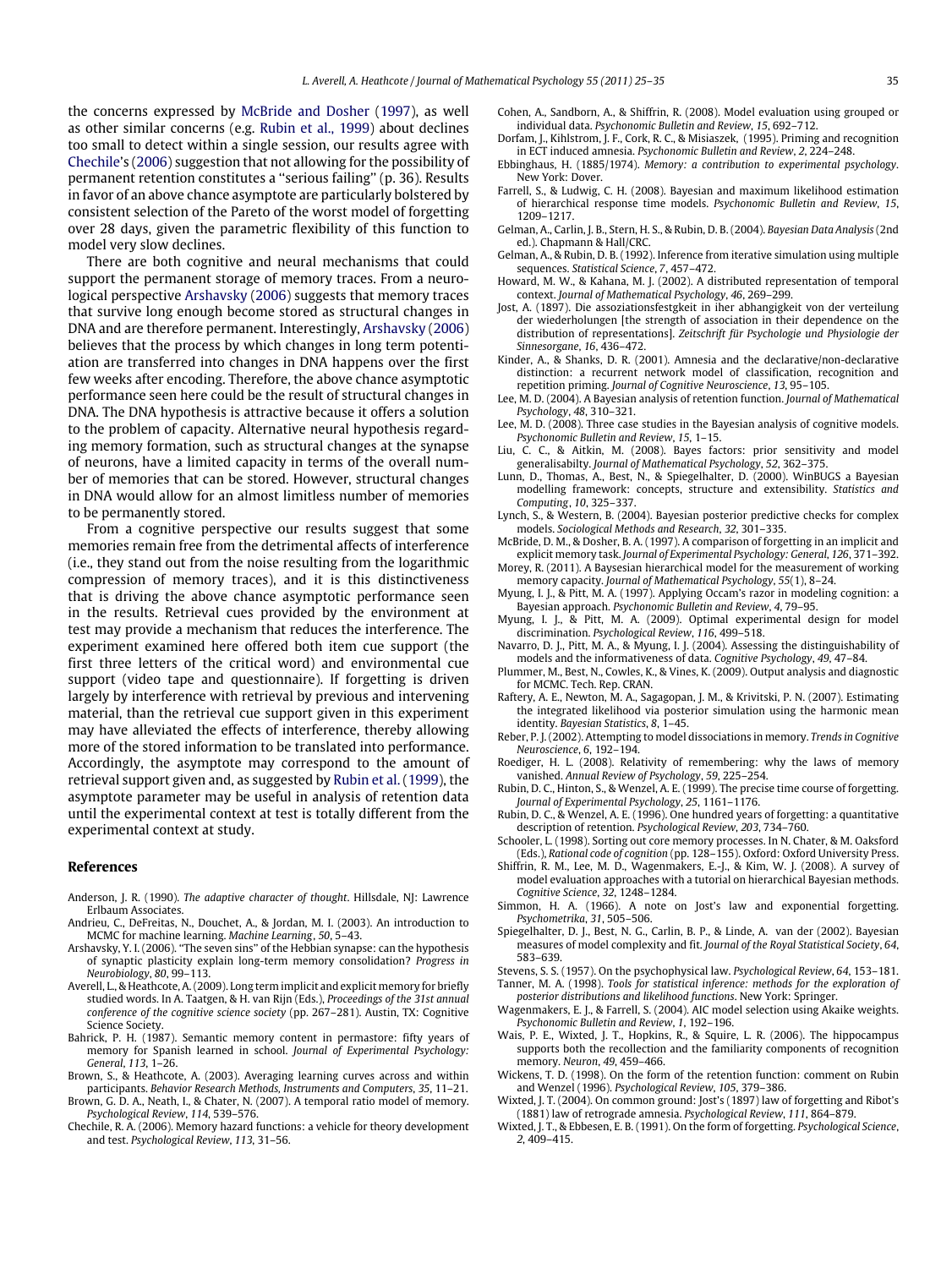the concerns expressed by McBride and Dosher (1997), as well as other similar concerns (e.g. Rubin et al., 1999) about declines too small to detect within a single session, our results agree with Chechile's (2006) suggestion that not allowing for the possibility of permanent retention constitutes a ''serious failing'' (p. 36). Results in favor of an above chance asymptote are particularly bolstered by consistent selection of the Pareto of the worst model of forgetting over 28 days, given the parametric flexibility of this function to model very slow declines.

There are both cognitive and neural mechanisms that could support the permanent storage of memory traces. From a neurological perspective Arshavsky (2006) suggests that memory traces that survive long enough become stored as structural changes in DNA and are therefore permanent. Interestingly, Arshavsky (2006) believes that the process by which changes in long term potentiation are transferred into changes in DNA happens over the first few weeks after encoding. Therefore, the above chance asymptotic performance seen here could be the result of structural changes in DNA. The DNA hypothesis is attractive because it offers a solution to the problem of capacity. Alternative neural hypothesis regarding memory formation, such as structural changes at the synapse of neurons, have a limited capacity in terms of the overall number of memories that can be stored. However, structural changes in DNA would allow for an almost limitless number of memories to be permanently stored.

From a cognitive perspective our results suggest that some memories remain free from the detrimental affects of interference (i.e., they stand out from the noise resulting from the logarithmic compression of memory traces), and it is this distinctiveness that is driving the above chance asymptotic performance seen in the results. Retrieval cues provided by the environment at test may provide a mechanism that reduces the interference. The experiment examined here offered both item cue support (the first three letters of the critical word) and environmental cue support (video tape and questionnaire). If forgetting is driven largely by interference with retrieval by previous and intervening material, than the retrieval cue support given in this experiment may have alleviated the effects of interference, thereby allowing more of the stored information to be translated into performance. Accordingly, the asymptote may correspond to the amount of retrieval support given and, as suggested by Rubin et al. (1999), the asymptote parameter may be useful in analysis of retention data until the experimental context at test is totally different from the experimental context at study.

## References

Anderson, J. R. (1990). *The adaptive character of thought*. Hillsdale, NJ: Lawrence Erlbaum Associates.

Andrieu, C., DeFreitas, N., Douchet, A., & Jordan, M. I. (2003). An introduction to MCMC for machine learning. *Machine Learning*, *50*, 5–43.

Arshavsky, Y. I. (2006). ''The seven sins'' of the Hebbian synapse: can the hypothesis of synaptic plasticity explain long-term memory consolidation? *Progress in Neurobiology*, *80*, 99–113.

Averell, L., & Heathcote, A. (2009). Long term implicit and explicit memory for briefly studied words. In A. Taatgen, & H. van Rijn (Eds.), *Proceedings of the 31st annual conference of the cognitive science society* (pp. 267–281). Austin, TX: Cognitive Science Society.

Bahrick, P. H. (1987). Semantic memory content in permastore: fifty years of memory for Spanish learned in school. *Journal of Experimental Psychology: General*, *113*, 1–26.

Brown, S., & Heathcote, A. (2003). Averaging learning curves across and within participants. *Behavior Research Methods, Instruments and Computers*, *35*, 11–21.

Brown, G. D. A., Neath, I., & Chater, N. (2007). A temporal ratio model of memory. *Psychological Review*, *114*, 539–576.

Chechile, R. A. (2006). Memory hazard functions: a vehicle for theory development and test. *Psychological Review*, *113*, 31–56.

Cohen, A., Sandborn, A., & Shiffrin, R. (2008). Model evaluation using grouped or individual data. *Psychonomic Bulletin and Review*, *15*, 692–712.

Dorfam, J., Kihlstrom, J. F., Cork, R. C., & Misiaszek, (1995). Priming and recognition in ECT induced amnesia. *Psychonomic Bulletin and Review*, *2*, 224–248.

Ebbinghaus, H. (1885/1974). *Memory: a contribution to experimental psychology*. New York: Dover.

Farrell, S., & Ludwig, C. H. (2008). Bayesian and maximum likelihood estimation of hierarchical response time models. *Psychonomic Bulletin and Review*, *15*, 1209–1217.

Gelman, A., Carlin, J. B., Stern, H. S., & Rubin, D. B. (2004). *Bayesian Data Analysis* (2nd ed.). Chapmann & Hall/CRC.

Gelman, A., & Rubin, D. B. (1992). Inference from iterative simulation using multiple sequences. *Statistical Science*, *7*, 457–472.

Howard, M. W., & Kahana, M. J. (2002). A distributed representation of temporal context. *Journal of Mathematical Psychology*, *46*, 269–299.

Jost, A. (1897). Die assoziationsfestgkeit in iher abhangigkeit von der verteilung der wiederholungen [the strength of association in their dependence on the distribution of representations]. *Zeitschrift für Psychologie und Physiologie der Sinnesorgane*, *16*, 436–472.

Kinder, A., & Shanks, D. R. (2001). Amnesia and the declarative/non-declarative distinction: a recurrent network model of classification, recognition and repetition priming. *Journal of Cognitive Neuroscience*, *13*, 95–105.

Lee, M. D. (2004). A Bayesian analysis of retention function. *Journal of Mathematical Psychology*, *48*, 310–321.

Lee, M. D. (2008). Three case studies in the Bayesian analysis of cognitive models. *Psychonomic Bulletin and Review*, *15*, 1–15.

Liu, C. C., & Aitkin, M. (2008). Bayes factors: prior sensitivity and model generalisabilty. *Journal of Mathematical Psychology*, *52*, 362–375.

Lunn, D., Thomas, A., Best, N., & Spiegelhalter, D. (2000). WinBUGS a Bayesian modelling framework: concepts, structure and extensibility. *Statistics and Computing*, *10*, 325–337.

Lynch, S., & Western, B. (2004). Bayesian posterior predictive checks for complex models. *Sociological Methods and Research*, *32*, 301–335.

McBride, D. M., & Dosher, B. A. (1997). A comparison of forgetting in an implicit and explicit memory task. *Journal of Experimental Psychology: General*, *126*, 371–392.

Morey, R. (2011). A Baysesian hierarchical model for the measurement of working memory capacity. *Journal of Mathematical Psychology*, *55*(1), 8–24.

Myung, I. J., & Pitt, M. A. (1997). Applying Occam's razor in modeling cognition: a Bayesian approach. *Psychonomic Bulletin and Review*, *4*, 79–95.

Myung, I. J., & Pitt, M. A. (2009). Optimal experimental design for model discrimination. *Psychological Review*, *116*, 499–518.

Navarro, D. J., Pitt, M. A., & Myung, I. J. (2004). Assessing the distinguishability of models and the informativeness of data. *Cognitive Psychology*, *49*, 47–84.

Plummer, M., Best, N., Cowles, K., & Vines, K. (2009). Output analysis and diagnostic for MCMC. Tech. Rep. CRAN.

Raftery, A. E., Newton, M. A., Sagagopan, J. M., & Krivitski, P. N. (2007). Estimating the integrated likelihood via posterior simulation using the harmonic mean identity. *Bayesian Statistics*, *8*, 1–45.

Reber, P. J. (2002). Attempting to model dissociations in memory. *Trends in Cognitive Neuroscience*, *6*, 192–194.

Roediger, H. L. (2008). Relativity of remembering: why the laws of memory vanished. *Annual Review of Psychology*, *59*, 225–254.

Rubin, D. C., Hinton, S., & Wenzel, A. E. (1999). The precise time course of forgetting. *Journal of Experimental Psychology*, *25*, 1161–1176.

Rubin, D. C., & Wenzel, A. E. (1996). One hundred years of forgetting: a quantitative description of retention. *Psychological Review*, *203*, 734–760.

Schooler, L. (1998). Sorting out core memory processes. In N. Chater, & M. Oaksford (Eds.), *Rational code of cognition* (pp. 128–155). Oxford: Oxford University Press.

Shiffrin, R. M., Lee, M. D., Wagenmakers, E.-J., & Kim, W. J. (2008). A survey of model evaluation approaches with a tutorial on hierarchical Bayesian methods. *Cognitive Science*, *32*, 1248–1284.

Simmon, H. A. (1966). A note on Jost's law and exponential forgetting. *Psychometrika*, *31*, 505–506.

Spiegelhalter, D. J., Best, N. G., Carlin, B. P., & Linde, A. van der (2002). Bayesian measures of model complexity and fit. *Journal of the Royal Statistical Society*, *64*, 583–639.

Stevens, S. S. (1957). On the psychophysical law. *Psychological Review*, *64*, 153–181.

Tanner, M. A. (1998). *Tools for statistical inference: methods for the exploration of posterior distributions and likelihood functions*. New York: Springer.

Wagenmakers, E. J., & Farrell, S. (2004). AIC model selection using Akaike weights. *Psychonomic Bulletin and Review*, *1*, 192–196.

Wais, P. E., Wixted, J. T., Hopkins, R., & Squire, L. R. (2006). The hippocampus supports both the recollection and the familiarity components of recognition memory. *Neuron*, *49*, 459–466.

Wickens, T. D. (1998). On the form of the retention function: comment on Rubin and Wenzel (1996). *Psychological Review*, *105*, 379–386.

Wixted, J. T. (2004). On common ground: Jost's (1897) law of forgetting and Ribot's (1881) law of retrograde amnesia. *Psychological Review*, *111*, 864–879.

Wixted, J. T., & Ebbesen, E. B. (1991). On the form of forgetting. *Psychological Science*, *2*, 409–415.